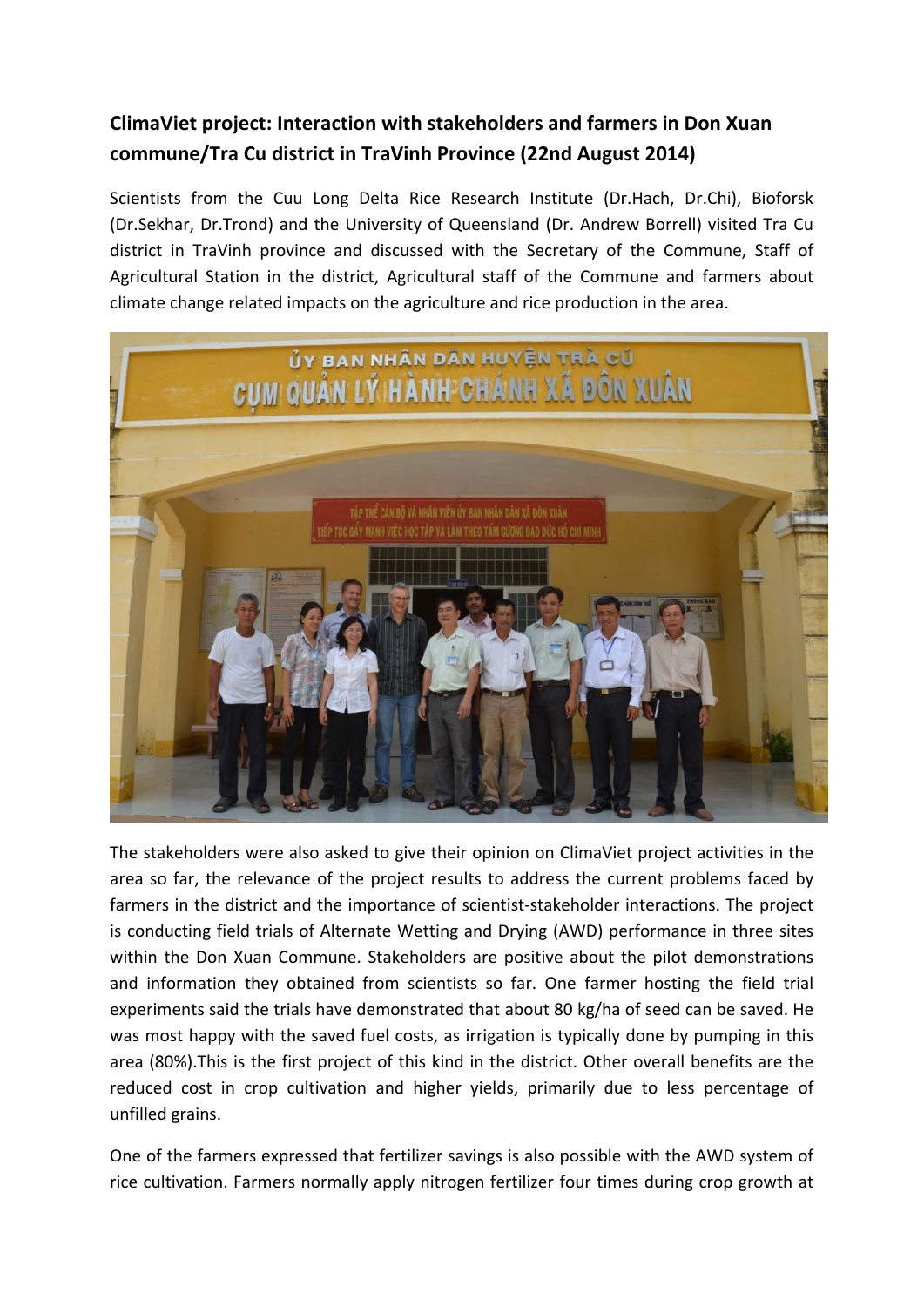## ClimaViet project: Interaction with stakeholders and farmers in Don Xuan commune/Tra Cu district in TraVinh Province (22nd August 2014)

Scientists from the Cuu Long Delta Rice Research Institute (Dr.Hach, Dr.Chi), Bioforsk (Dr.Sekhar, Dr.Trond) and the University of Queensland (Dr. Andrew Borrell) visited Tra Cu district in TraVinh province and discussed with the Secretary of the Commune, Staff of Agricultural Station in the district, Agricultural staff of the Commune and farmers about climate change related impacts on the agriculture and rice production in the area.

The stakeholders were also asked to give their opinion on ClimaViet project activities in the area so far, the relevance of the project results to address the current problems faced by farmers in the district and the importance of scientist-stakeholder interactions. The project is conducting field trials of Alternate Wetting and Drying (AWD) performance in three sites within the Don Xuan Commune. Stakeholders are positive about the pilot demonstrations and information they obtained from scientists so far. One farmer hosting the field trial experiments said the trials have demonstrated that about 80 kg/ha of seed can be saved. He was most happy with the saved fuel costs, as irrigation is typically done by pumping in this area (80%).This is the first project of this kind in the district. Other overall benefits are the reduced cost in crop cultivation and higher yields, primarily due to less percentage of unfilled grains.

One of the farmers expressed that fertilizer savings is also possible with the AWD system of rice cultivation. Farmers normally apply nitrogen fertilizer four times during crop growth at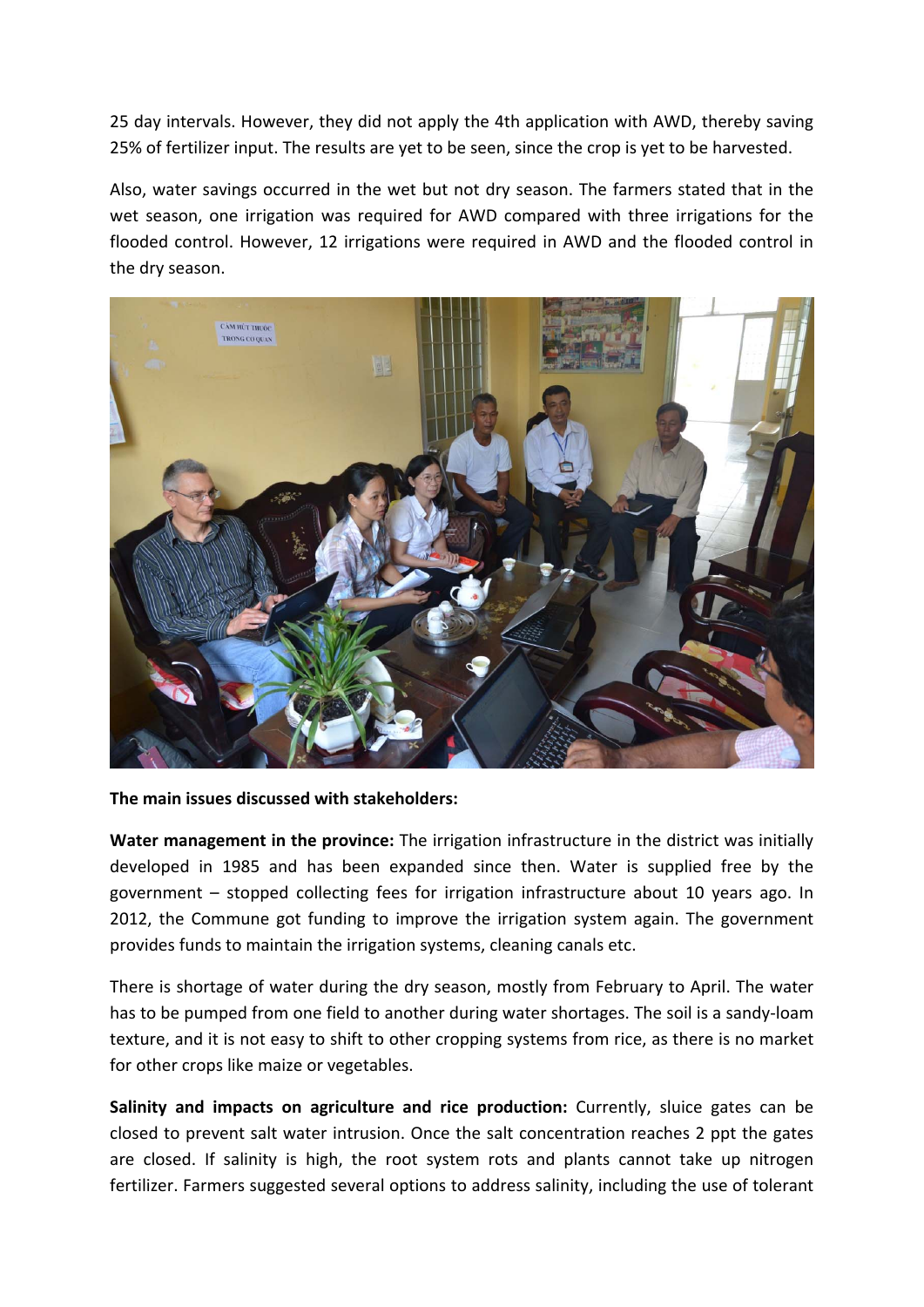25 day intervals. However, they did not apply the 4th application with AWD, thereby saving 25% of fertilizer input. The results are yet to be seen, since the crop is yet to be harvested.

Also, water savings occurred in the wet but not dry season. The farmers stated that in the wet season, one irrigation was required for AWD compared with three irrigations for the flooded control. However, 12 irrigations were required in AWD and the flooded control in the dry season.

**The main issues discussed with stakeholders:**

**Water management in the province:** The irrigation infrastructure in the district was initially developed in 1985 and has been expanded since then. Water is supplied free by the government – stopped collecting fees for irrigation infrastructure about 10 years ago. In 2012, the Commune got funding to improve the irrigation system again. The government provides funds to maintain the irrigation systems, cleaning canals etc.

There is shortage of water during the dry season, mostly from February to April. The water has to be pumped from one field to another during water shortages. The soil is a sandy-loam texture, and it is not easy to shift to other cropping systems from rice, as there is no market for other crops like maize or vegetables.

**Salinity and impacts on agriculture and rice production:** Currently, sluice gates can be closed to prevent salt water intrusion. Once the salt concentration reaches 2 ppt the gates are closed. If salinity is high, the root system rots and plants cannot take up nitrogen fertilizer. Farmers suggested several options to address salinity, including the use of tolerant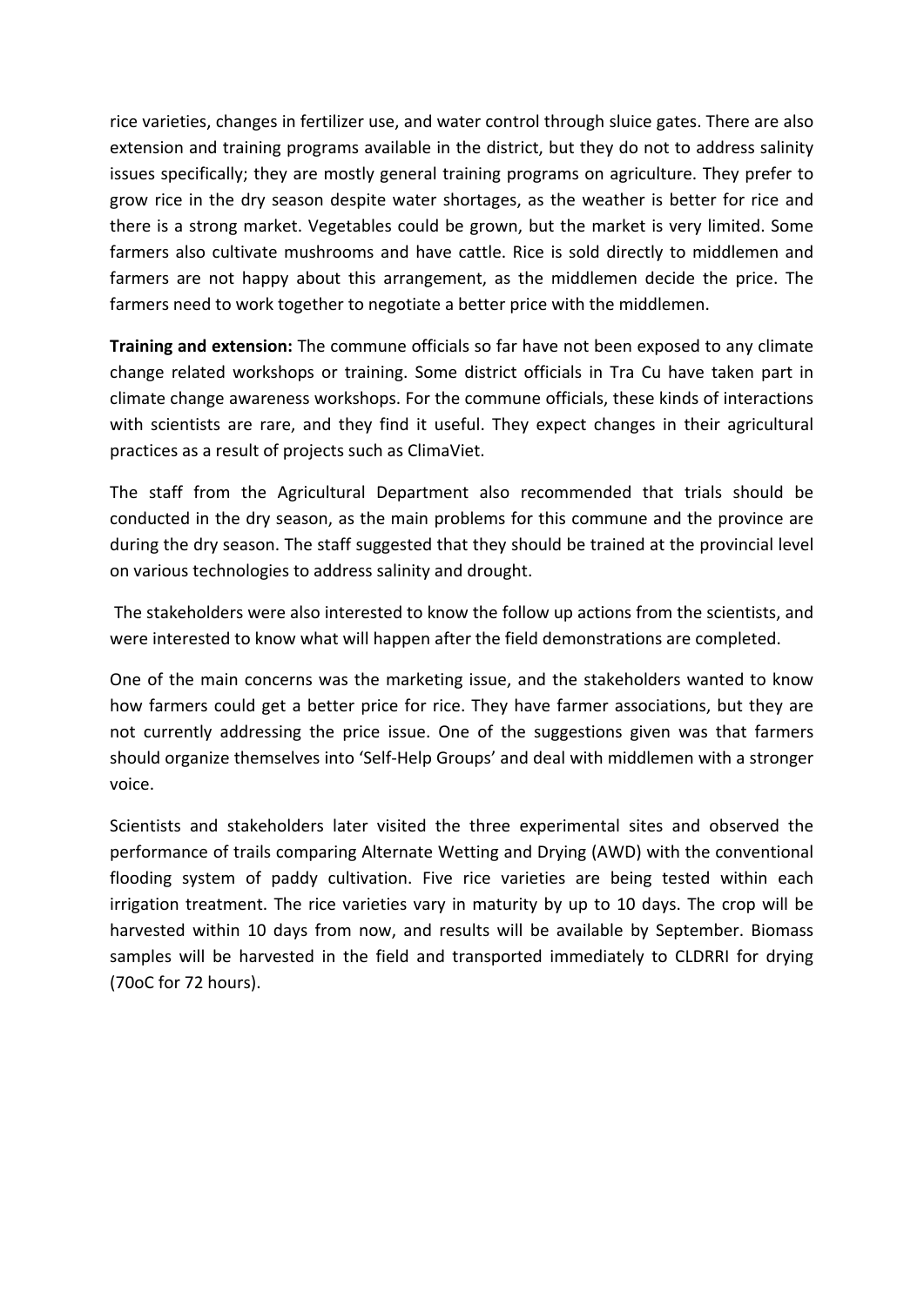rice varieties, changes in fertilizer use, and water control through sluice gates. There are also extension and training programs available in the district, but they do not to address salinity issues specifically; they are mostly general training programs on agriculture. They prefer to grow rice in the dry season despite water shortages, as the weather is better for rice and there is a strong market. Vegetables could be grown, but the market is very limited. Some farmers also cultivate mushrooms and have cattle. Rice is sold directly to middlemen and farmers are not happy about this arrangement, as the middlemen decide the price. The farmers need to work together to negotiate a better price with the middlemen.

**Training and extension:** The commune officials so far have not been exposed to any climate change related workshops or training. Some district officials in Tra Cu have taken part in climate change awareness workshops. For the commune officials, these kinds of interactions with scientists are rare, and they find it useful. They expect changes in their agricultural practices as a result of projects such as ClimaViet.

The staff from the Agricultural Department also recommended that trials should be conducted in the dry season, as the main problems for this commune and the province are during the dry season. The staff suggested that they should be trained at the provincial level on various technologies to address salinity and drought.

The stakeholders were also interested to know the follow up actions from the scientists, and were interested to know what will happen after the field demonstrations are completed.

One of the main concerns was the marketing issue, and the stakeholders wanted to know how farmers could get a better price for rice. They have farmer associations, but they are not currently addressing the price issue. One of the suggestions given was that farmers should organize themselves into 'Self-Help Groups' and deal with middlemen with a stronger voice.

Scientists and stakeholders later visited the three experimental sites and observed the performance of trails comparing Alternate Wetting and Drying (AWD) with the conventional flooding system of paddy cultivation. Five rice varieties are being tested within each irrigation treatment. The rice varieties vary in maturity by up to 10 days. The crop will be harvested within 10 days from now, and results will be available by September. Biomass samples will be harvested in the field and transported immediately to CLDRRI for drying (70oC for 72 hours).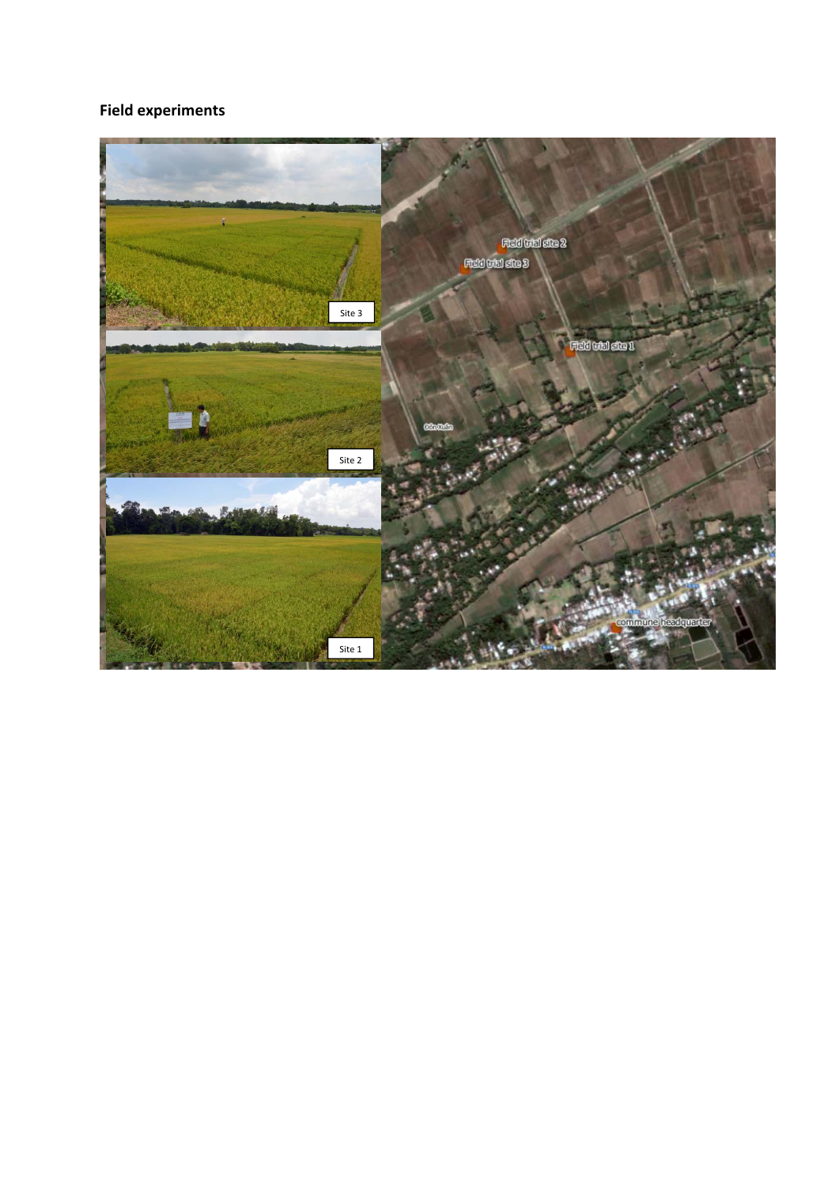**Field experiments**

Site 3

Site 2

Site 1

Field trial site 2

Field trial site 3

Field trial site 1

Đôn Xuân

commune headquarter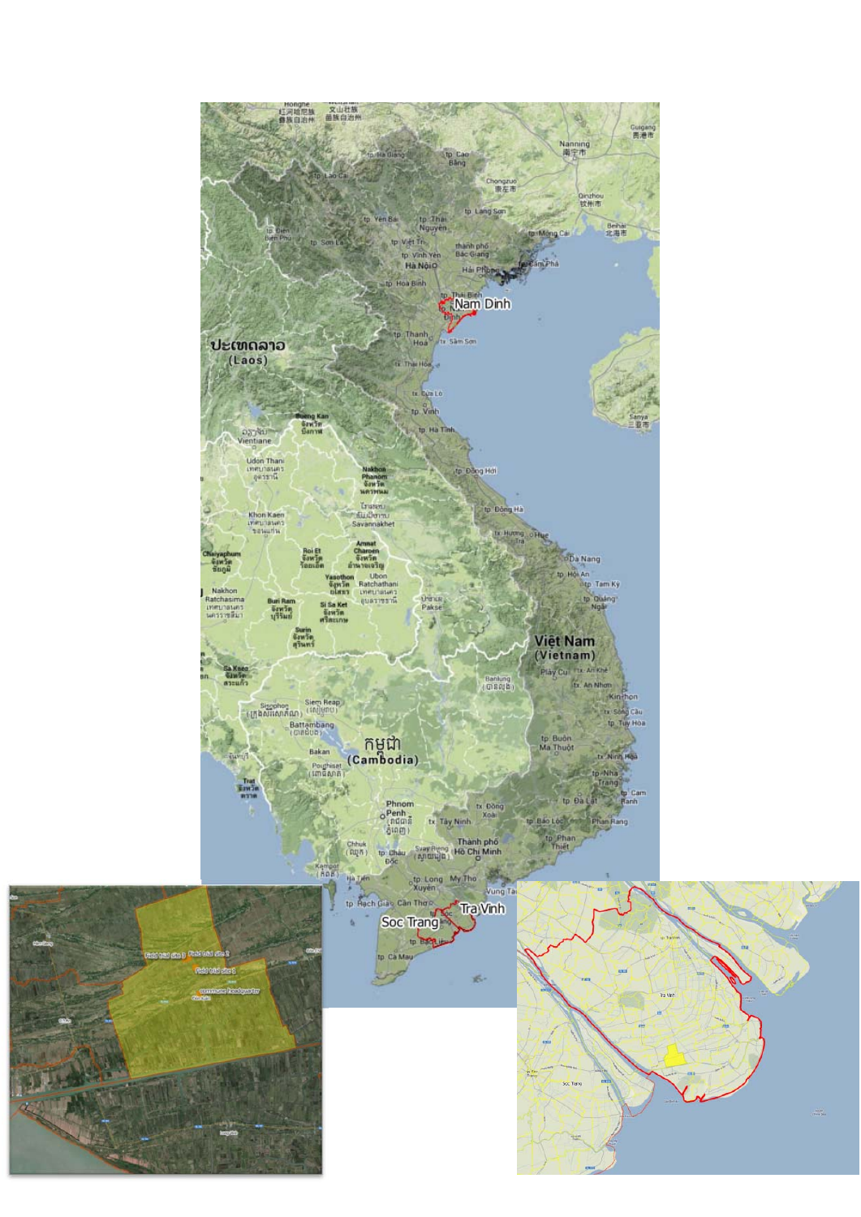Nam Dinh

Tra Vinh

Soc Trang